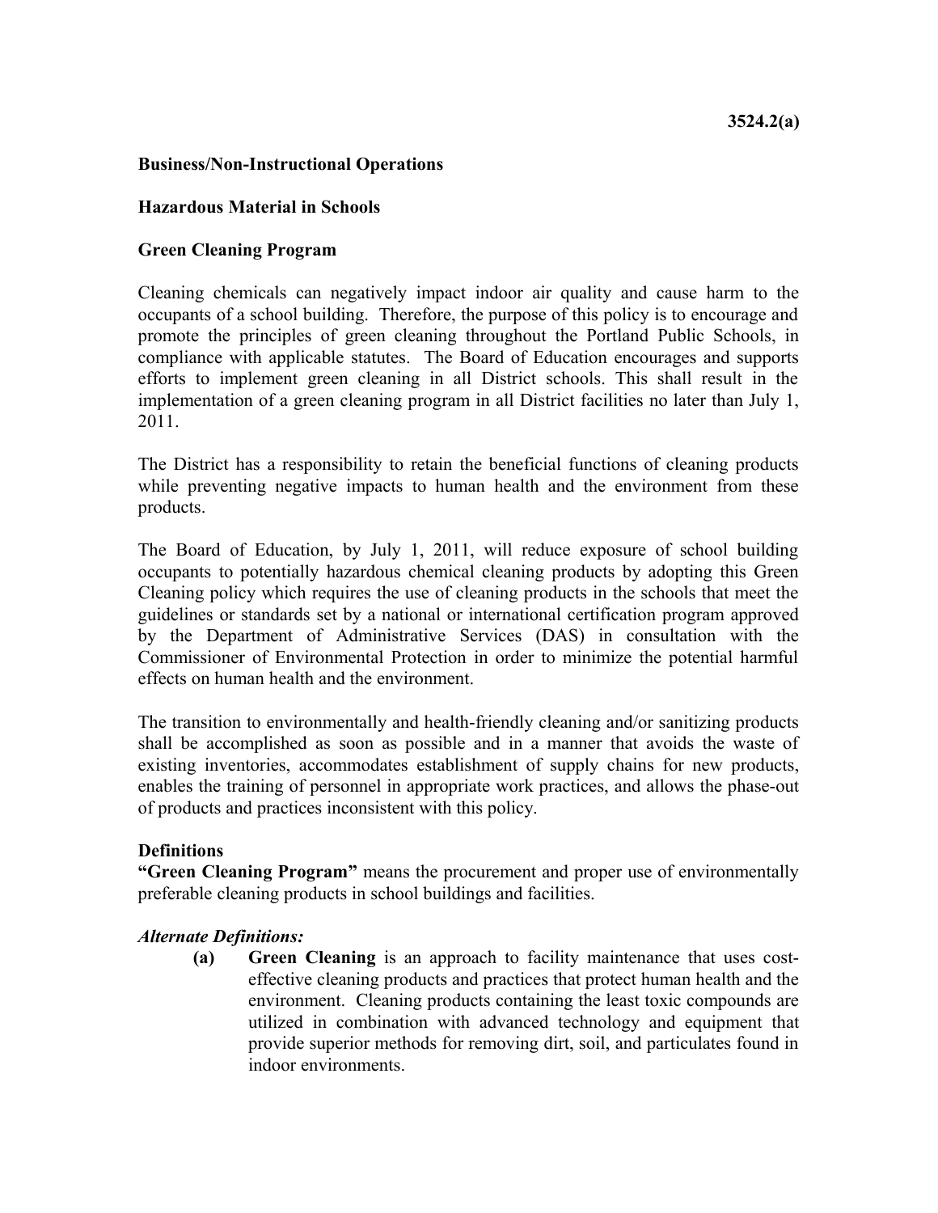**3524.2(a)**

**Business/Non-Instructional Operations**

**Hazardous Material in Schools**

**Green Cleaning Program**

Cleaning chemicals can negatively impact indoor air quality and cause harm to the occupants of a school building. Therefore, the purpose of this policy is to encourage and promote the principles of green cleaning throughout the Portland Public Schools, in compliance with applicable statutes. The Board of Education encourages and supports efforts to implement green cleaning in all District schools. This shall result in the implementation of a green cleaning program in all District facilities no later than July 1, 2011.

The District has a responsibility to retain the beneficial functions of cleaning products while preventing negative impacts to human health and the environment from these products.

The Board of Education, by July 1, 2011, will reduce exposure of school building occupants to potentially hazardous chemical cleaning products by adopting this Green Cleaning policy which requires the use of cleaning products in the schools that meet the guidelines or standards set by a national or international certification program approved by the Department of Administrative Services (DAS) in consultation with the Commissioner of Environmental Protection in order to minimize the potential harmful effects on human health and the environment.

The transition to environmentally and health-friendly cleaning and/or sanitizing products shall be accomplished as soon as possible and in a manner that avoids the waste of existing inventories, accommodates establishment of supply chains for new products, enables the training of personnel in appropriate work practices, and allows the phase-out of products and practices inconsistent with this policy.

**Definitions**

**"Green Cleaning Program"** means the procurement and proper use of environmentally preferable cleaning products in school buildings and facilities.

***Alternate Definitions:***

**(a)** **Green Cleaning** is an approach to facility maintenance that uses cost-effective cleaning products and practices that protect human health and the environment. Cleaning products containing the least toxic compounds are utilized in combination with advanced technology and equipment that provide superior methods for removing dirt, soil, and particulates found in indoor environments.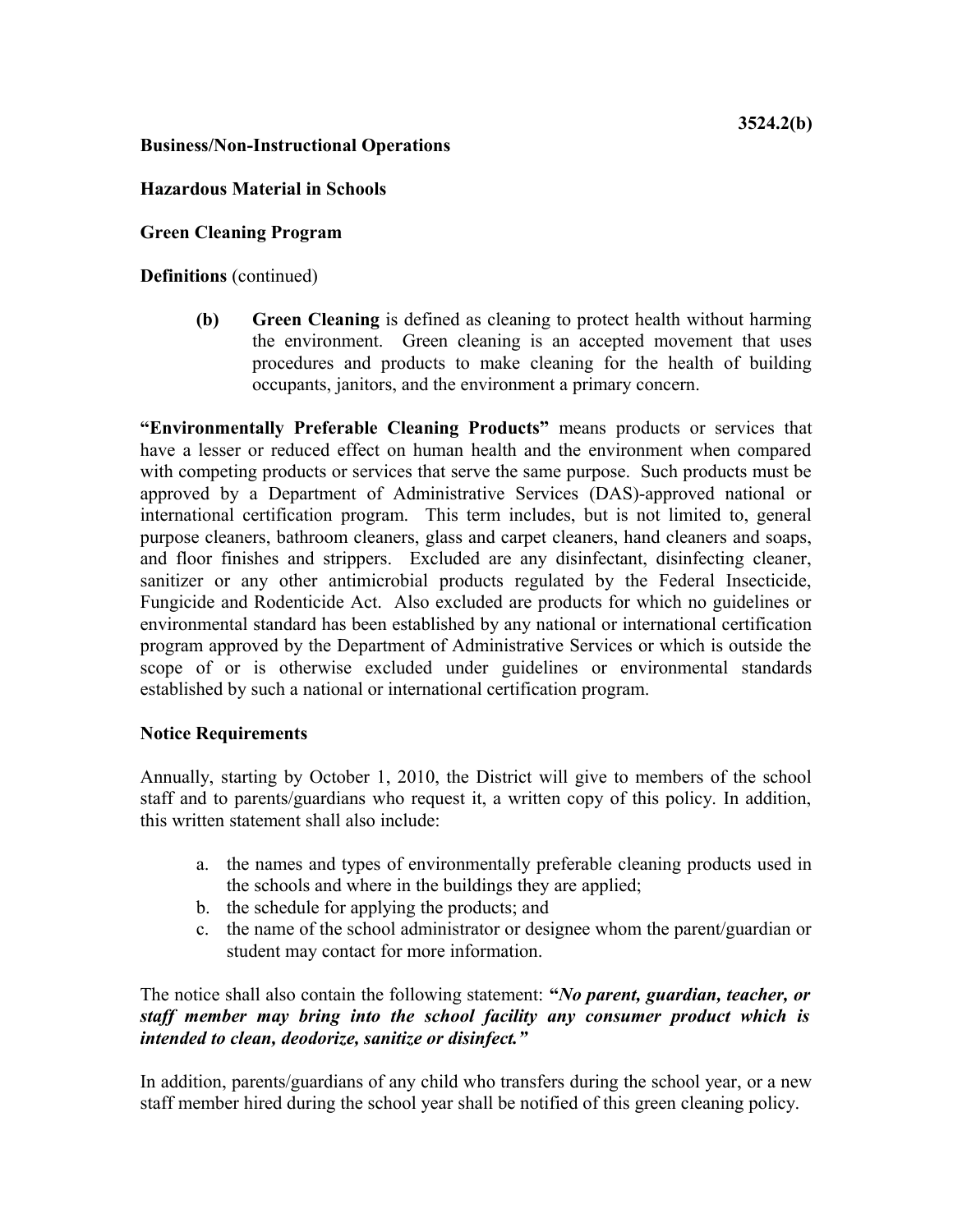**Business/Non-Instructional Operations**

**Hazardous Material in Schools**

**Green Cleaning Program**

**Definitions** (continued)

> **(b)** **Green Cleaning** is defined as cleaning to protect health without harming the environment. Green cleaning is an accepted movement that uses procedures and products to make cleaning for the health of building occupants, janitors, and the environment a primary concern.

**"Environmentally Preferable Cleaning Products"** means products or services that have a lesser or reduced effect on human health and the environment when compared with competing products or services that serve the same purpose. Such products must be approved by a Department of Administrative Services (DAS)-approved national or international certification program. This term includes, but is not limited to, general purpose cleaners, bathroom cleaners, glass and carpet cleaners, hand cleaners and soaps, and floor finishes and strippers. Excluded are any disinfectant, disinfecting cleaner, sanitizer or any other antimicrobial products regulated by the Federal Insecticide, Fungicide and Rodenticide Act. Also excluded are products for which no guidelines or environmental standard has been established by any national or international certification program approved by the Department of Administrative Services or which is outside the scope of or is otherwise excluded under guidelines or environmental standards established by such a national or international certification program.

**Notice Requirements**

Annually, starting by October 1, 2010, the District will give to members of the school staff and to parents/guardians who request it, a written copy of this policy. In addition, this written statement shall also include:

a. the names and types of environmentally preferable cleaning products used in the schools and where in the buildings they are applied;
b. the schedule for applying the products; and
c. the name of the school administrator or designee whom the parent/guardian or student may contact for more information.

The notice shall also contain the following statement: **"*No parent, guardian, teacher, or staff member may bring into the school facility any consumer product which is intended to clean, deodorize, sanitize or disinfect.*"**

In addition, parents/guardians of any child who transfers during the school year, or a new staff member hired during the school year shall be notified of this green cleaning policy.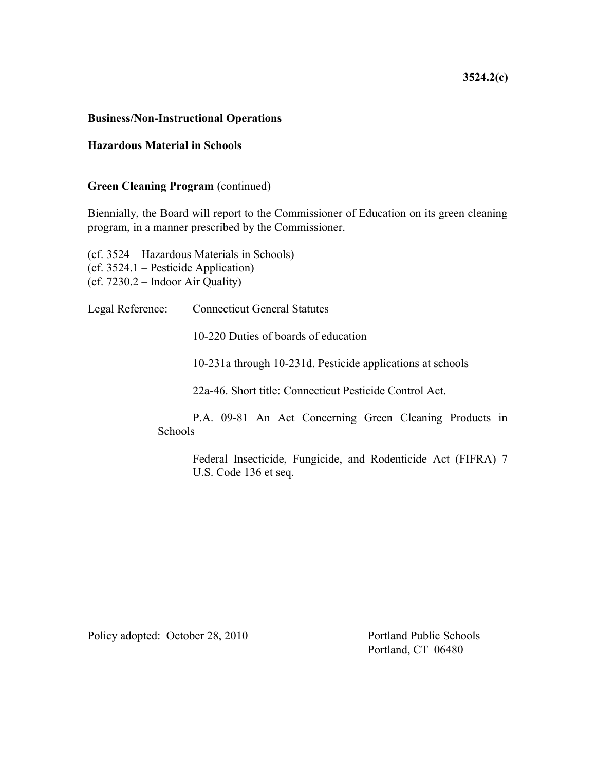3524.2(c)

**Business/Non-Instructional Operations**

**Hazardous Material in Schools**

**Green Cleaning Program** (continued)

Biennially, the Board will report to the Commissioner of Education on its green cleaning program, in a manner prescribed by the Commissioner.

(cf. 3524 – Hazardous Materials in Schools)
(cf. 3524.1 – Pesticide Application)
(cf. 7230.2 – Indoor Air Quality)

Legal Reference: Connecticut General Statutes

10-220 Duties of boards of education

10-231a through 10-231d. Pesticide applications at schools

22a-46. Short title: Connecticut Pesticide Control Act.

P.A. 09-81 An Act Concerning Green Cleaning Products in Schools

Federal Insecticide, Fungicide, and Rodenticide Act (FIFRA) 7 U.S. Code 136 et seq.

Policy adopted: October 28, 2010

Portland Public Schools
Portland, CT 06480